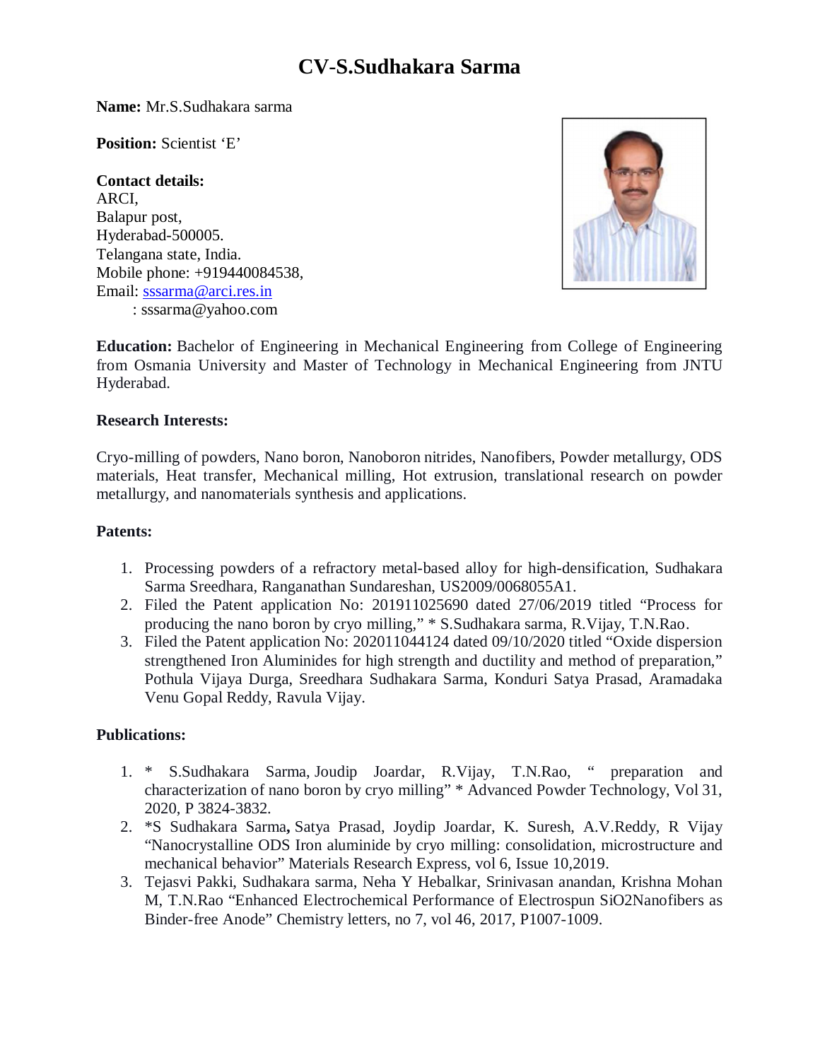# CV-S.Sudhakara Sarma

**Name:** Mr.S.Sudhakara sarma

**Position:** Scientist 'E'

**Contact details:**
ARCI,
Balapur post,
Hyderabad-500005.
Telangana state, India.
Mobile phone: +919440084538,
Email: sssarma@arci.res.in
: sssarma@yahoo.com

**Education:** Bachelor of Engineering in Mechanical Engineering from College of Engineering from Osmania University and Master of Technology in Mechanical Engineering from JNTU Hyderabad.

**Research Interests:**

Cryo-milling of powders, Nano boron, Nanoboron nitrides, Nanofibers, Powder metallurgy, ODS materials, Heat transfer, Mechanical milling, Hot extrusion, translational research on powder metallurgy, and nanomaterials synthesis and applications.

**Patents:**

1. Processing powders of a refractory metal-based alloy for high-densification, Sudhakara Sarma Sreedhara, Ranganathan Sundareshan, US2009/0068055A1.
2. Filed the Patent application No: 201911025690 dated 27/06/2019 titled "Process for producing the nano boron by cryo milling," * S.Sudhakara sarma, R.Vijay, T.N.Rao.
3. Filed the Patent application No: 202011044124 dated 09/10/2020 titled "Oxide dispersion strengthened Iron Aluminides for high strength and ductility and method of preparation," Pothula Vijaya Durga, Sreedhara Sudhakara Sarma, Konduri Satya Prasad, Aramadaka Venu Gopal Reddy, Ravula Vijay.

**Publications:**

1. * S.Sudhakara Sarma, Joudip Joardar, R.Vijay, T.N.Rao, " preparation and characterization of nano boron by cryo milling" * Advanced Powder Technology, Vol 31, 2020, P 3824-3832.
2. *S Sudhakara Sarma**,** Satya Prasad, Joydip Joardar, K. Suresh, A.V.Reddy, R Vijay "Nanocrystalline ODS Iron aluminide by cryo milling: consolidation, microstructure and mechanical behavior" Materials Research Express, vol 6, Issue 10,2019.
3. Tejasvi Pakki, Sudhakara sarma, Neha Y Hebalkar, Srinivasan anandan, Krishna Mohan M, T.N.Rao "Enhanced Electrochemical Performance of Electrospun $SiO_2$Nanofibers as Binder-free Anode" Chemistry letters, no 7, vol 46, 2017, P1007-1009.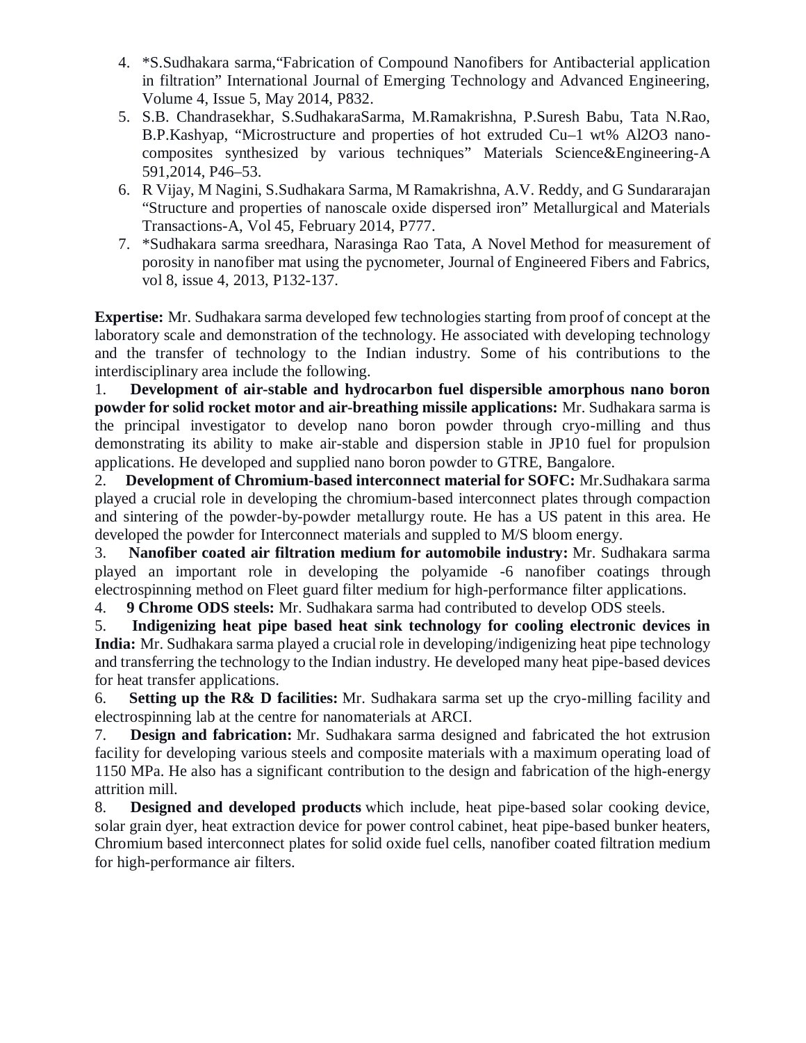4. *S.Sudhakara sarma,"Fabrication of Compound Nanofibers for Antibacterial application in filtration" International Journal of Emerging Technology and Advanced Engineering, Volume 4, Issue 5, May 2014, P832.
5. S.B. Chandrasekhar, S.SudhakaraSarma, M.Ramakrishna, P.Suresh Babu, Tata N.Rao, B.P.Kashyap, "Microstructure and properties of hot extruded Cu–1 wt% $Al_2O_3$ nano-composites synthesized by various techniques" Materials Science&Engineering-A 591,2014, P46–53.
6. R Vijay, M Nagini, S.Sudhakara Sarma, M Ramakrishna, A.V. Reddy, and G Sundararajan "Structure and properties of nanoscale oxide dispersed iron" Metallurgical and Materials Transactions-A, Vol 45, February 2014, P777.
7. *Sudhakara sarma sreedhara, Narasinga Rao Tata, A Novel Method for measurement of porosity in nanofiber mat using the pycnometer, Journal of Engineered Fibers and Fabrics, vol 8, issue 4, 2013, P132-137.

**Expertise:** Mr. Sudhakara sarma developed few technologies starting from proof of concept at the laboratory scale and demonstration of the technology. He associated with developing technology and the transfer of technology to the Indian industry. Some of his contributions to the interdisciplinary area include the following.

1. **Development of air-stable and hydrocarbon fuel dispersible amorphous nano boron powder for solid rocket motor and air-breathing missile applications:** Mr. Sudhakara sarma is the principal investigator to develop nano boron powder through cryo-milling and thus demonstrating its ability to make air-stable and dispersion stable in JP10 fuel for propulsion applications. He developed and supplied nano boron powder to GTRE, Bangalore.
2. **Development of Chromium-based interconnect material for SOFC:** Mr.Sudhakara sarma played a crucial role in developing the chromium-based interconnect plates through compaction and sintering of the powder-by-powder metallurgy route. He has a US patent in this area. He developed the powder for Interconnect materials and suppled to M/S bloom energy.
3. **Nanofiber coated air filtration medium for automobile industry:** Mr. Sudhakara sarma played an important role in developing the polyamide -6 nanofiber coatings through electrospinning method on Fleet guard filter medium for high-performance filter applications.
4. **9 Chrome ODS steels:** Mr. Sudhakara sarma had contributed to develop ODS steels.
5. **Indigenizing heat pipe based heat sink technology for cooling electronic devices in India:** Mr. Sudhakara sarma played a crucial role in developing/indigenizing heat pipe technology and transferring the technology to the Indian industry. He developed many heat pipe-based devices for heat transfer applications.
6. **Setting up the R& D facilities:** Mr. Sudhakara sarma set up the cryo-milling facility and electrospinning lab at the centre for nanomaterials at ARCI.
7. **Design and fabrication:** Mr. Sudhakara sarma designed and fabricated the hot extrusion facility for developing various steels and composite materials with a maximum operating load of 1150 MPa. He also has a significant contribution to the design and fabrication of the high-energy attrition mill.
8. **Designed and developed products** which include, heat pipe-based solar cooking device, solar grain dyer, heat extraction device for power control cabinet, heat pipe-based bunker heaters, Chromium based interconnect plates for solid oxide fuel cells, nanofiber coated filtration medium for high-performance air filters.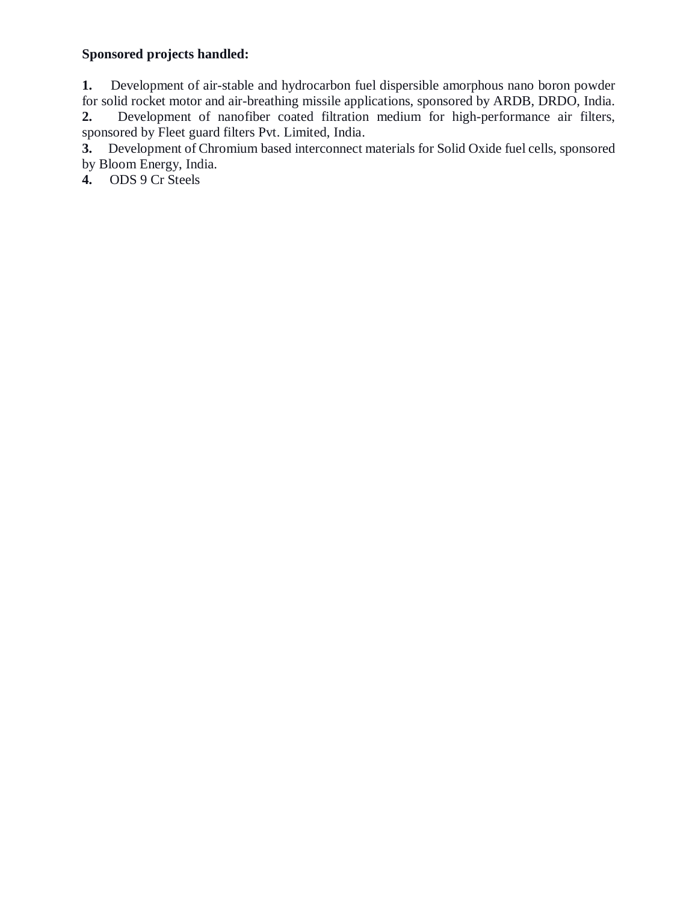**Sponsored projects handled:**

**1.** Development of air-stable and hydrocarbon fuel dispersible amorphous nano boron powder for solid rocket motor and air-breathing missile applications, sponsored by ARDB, DRDO, India.

**2.** Development of nanofiber coated filtration medium for high-performance air filters, sponsored by Fleet guard filters Pvt. Limited, India.

**3.** Development of Chromium based interconnect materials for Solid Oxide fuel cells, sponsored by Bloom Energy, India.

**4.** ODS 9 Cr Steels